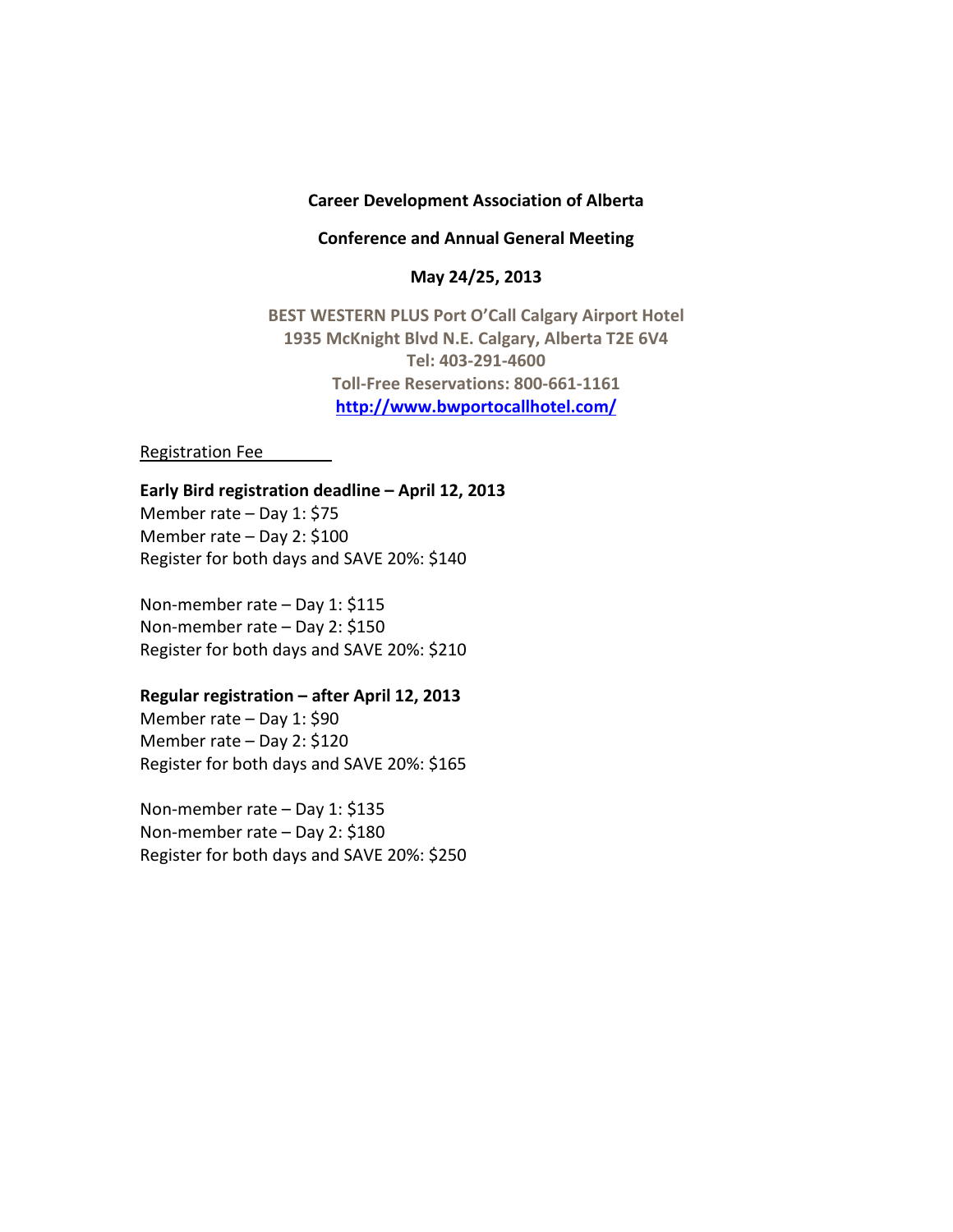**Career Development Association of Alberta**

**Conference and Annual General Meeting**

**May 24/25, 2013**

**BEST WESTERN PLUS Port O'Call Calgary Airport Hotel**
**1935 McKnight Blvd N.E. Calgary, Alberta T2E 6V4**
**Tel: 403-291-4600**
**Toll-Free Reservations: 800-661-1161**
**[http://www.bwportocallhotel.com/](http://www.bwportocallhotel.com/)**

Registration Fee

**Early Bird registration deadline – April 12, 2013**
Member rate – Day 1: $75
Member rate – Day 2: $100
Register for both days and SAVE 20%: $140

Non-member rate – Day 1: $115
Non-member rate – Day 2: $150
Register for both days and SAVE 20%: $210

**Regular registration – after April 12, 2013**
Member rate – Day 1: $90
Member rate – Day 2: $120
Register for both days and SAVE 20%: $165

Non-member rate – Day 1: $135
Non-member rate – Day 2: $180
Register for both days and SAVE 20%: $250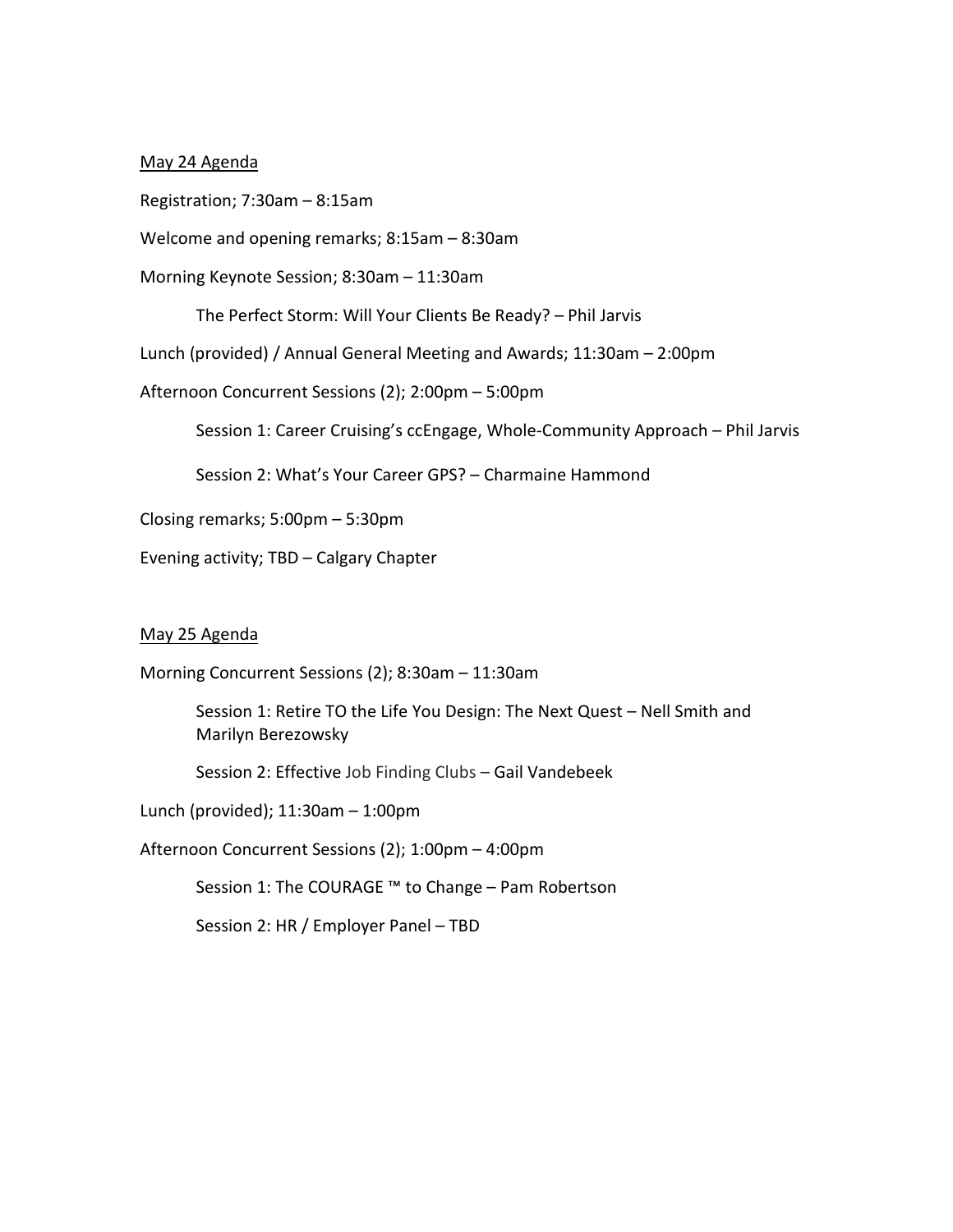## May 24 Agenda

Registration; 7:30am – 8:15am

Welcome and opening remarks; 8:15am – 8:30am

Morning Keynote Session; 8:30am – 11:30am

- The Perfect Storm: Will Your Clients Be Ready? – Phil Jarvis

Lunch (provided) / Annual General Meeting and Awards; 11:30am – 2:00pm

Afternoon Concurrent Sessions (2); 2:00pm – 5:00pm

- Session 1: Career Cruising's ccEngage, Whole-Community Approach – Phil Jarvis
- Session 2: What's Your Career GPS? – Charmaine Hammond

Closing remarks; 5:00pm – 5:30pm

Evening activity; TBD – Calgary Chapter

## May 25 Agenda

Morning Concurrent Sessions (2); 8:30am – 11:30am

- Session 1: Retire TO the Life You Design: The Next Quest – Nell Smith and Marilyn Berezowsky
- Session 2: Effective Job Finding Clubs – Gail Vandebeek

Lunch (provided); 11:30am – 1:00pm

Afternoon Concurrent Sessions (2); 1:00pm – 4:00pm

- Session 1: The COURAGE ™ to Change – Pam Robertson
- Session 2: HR / Employer Panel – TBD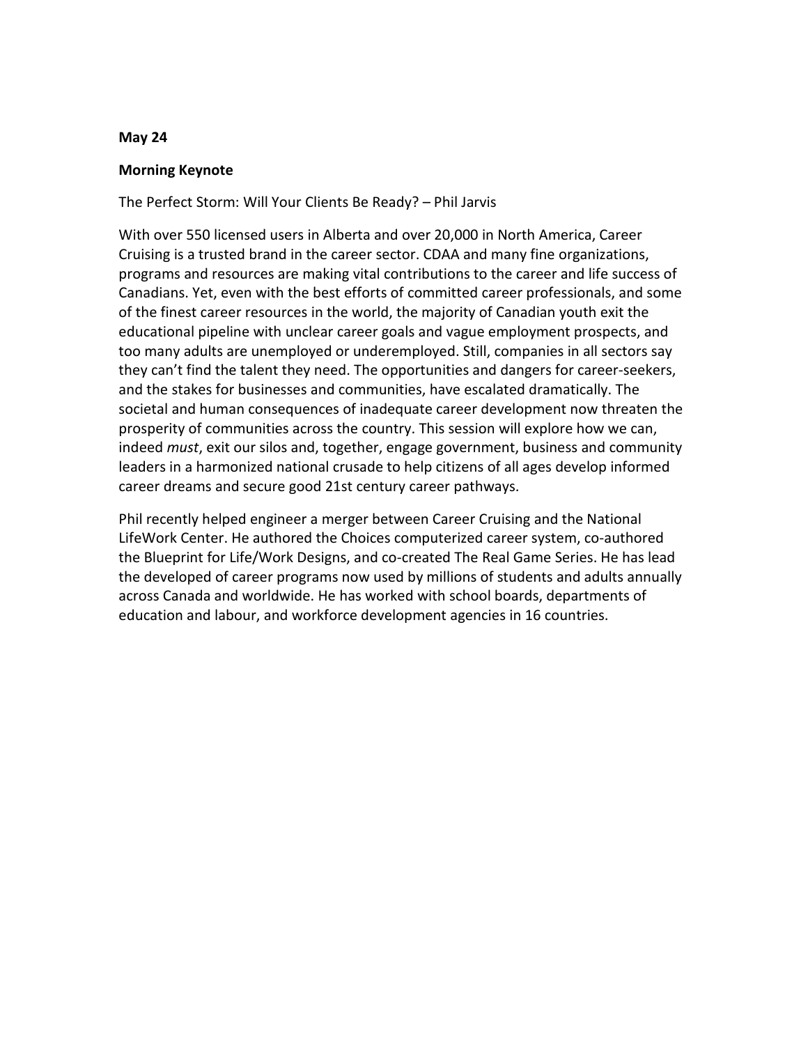**May 24**

**Morning Keynote**

The Perfect Storm: Will Your Clients Be Ready? – Phil Jarvis

With over 550 licensed users in Alberta and over 20,000 in North America, Career Cruising is a trusted brand in the career sector. CDAA and many fine organizations, programs and resources are making vital contributions to the career and life success of Canadians. Yet, even with the best efforts of committed career professionals, and some of the finest career resources in the world, the majority of Canadian youth exit the educational pipeline with unclear career goals and vague employment prospects, and too many adults are unemployed or underemployed. Still, companies in all sectors say they can't find the talent they need. The opportunities and dangers for career-seekers, and the stakes for businesses and communities, have escalated dramatically. The societal and human consequences of inadequate career development now threaten the prosperity of communities across the country. This session will explore how we can, indeed *must*, exit our silos and, together, engage government, business and community leaders in a harmonized national crusade to help citizens of all ages develop informed career dreams and secure good 21st century career pathways.

Phil recently helped engineer a merger between Career Cruising and the National LifeWork Center. He authored the Choices computerized career system, co-authored the Blueprint for Life/Work Designs, and co-created The Real Game Series. He has lead the developed of career programs now used by millions of students and adults annually across Canada and worldwide. He has worked with school boards, departments of education and labour, and workforce development agencies in 16 countries.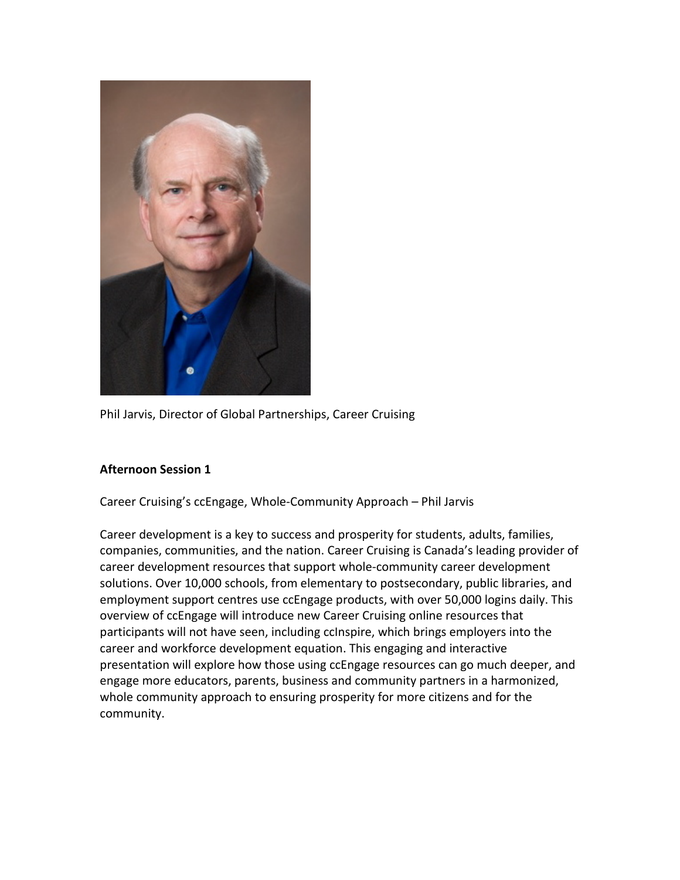Phil Jarvis, Director of Global Partnerships, Career Cruising

**Afternoon Session 1**

Career Cruising's ccEngage, Whole-Community Approach – Phil Jarvis

Career development is a key to success and prosperity for students, adults, families, companies, communities, and the nation. Career Cruising is Canada's leading provider of career development resources that support whole-community career development solutions. Over 10,000 schools, from elementary to postsecondary, public libraries, and employment support centres use ccEngage products, with over 50,000 logins daily. This overview of ccEngage will introduce new Career Cruising online resources that participants will not have seen, including ccInspire, which brings employers into the career and workforce development equation. This engaging and interactive presentation will explore how those using ccEngage resources can go much deeper, and engage more educators, parents, business and community partners in a harmonized, whole community approach to ensuring prosperity for more citizens and for the community.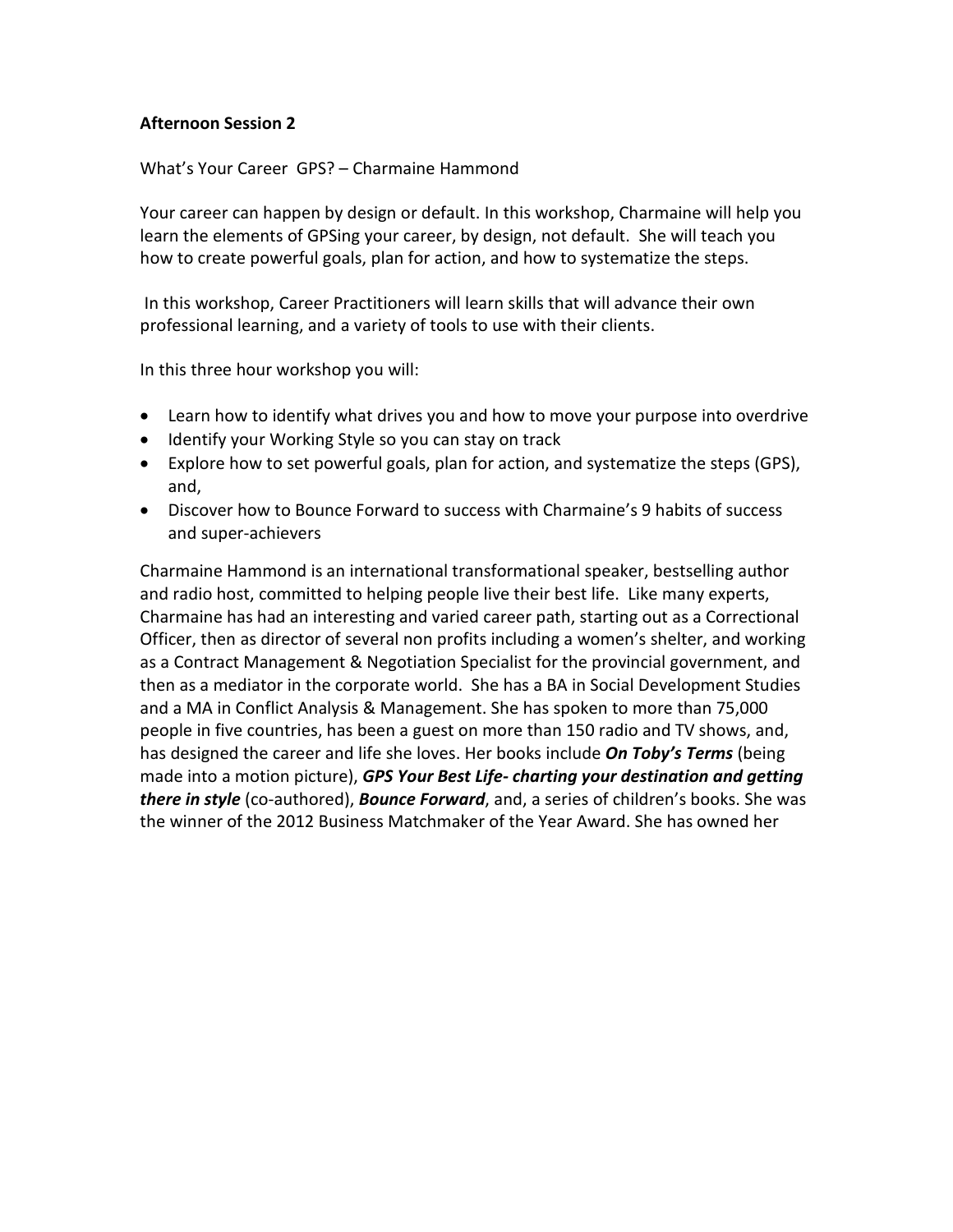**Afternoon Session 2**

What's Your Career  GPS? – Charmaine Hammond

Your career can happen by design or default. In this workshop, Charmaine will help you learn the elements of GPSing your career, by design, not default.  She will teach you how to create powerful goals, plan for action, and how to systematize the steps.

In this workshop, Career Practitioners will learn skills that will advance their own professional learning, and a variety of tools to use with their clients.

In this three hour workshop you will:

- Learn how to identify what drives you and how to move your purpose into overdrive
- Identify your Working Style so you can stay on track
- Explore how to set powerful goals, plan for action, and systematize the steps (GPS), and,
- Discover how to Bounce Forward to success with Charmaine's 9 habits of success and super-achievers

Charmaine Hammond is an international transformational speaker, bestselling author and radio host, committed to helping people live their best life.  Like many experts, Charmaine has had an interesting and varied career path, starting out as a Correctional Officer, then as director of several non profits including a women's shelter, and working as a Contract Management & Negotiation Specialist for the provincial government, and then as a mediator in the corporate world.  She has a BA in Social Development Studies and a MA in Conflict Analysis & Management. She has spoken to more than 75,000 people in five countries, has been a guest on more than 150 radio and TV shows, and, has designed the career and life she loves. Her books include ***On Toby's Terms*** (being made into a motion picture), ***GPS Your Best Life- charting your destination and getting there in style*** (co-authored), ***Bounce Forward***, and, a series of children's books. She was the winner of the 2012 Business Matchmaker of the Year Award. She has owned her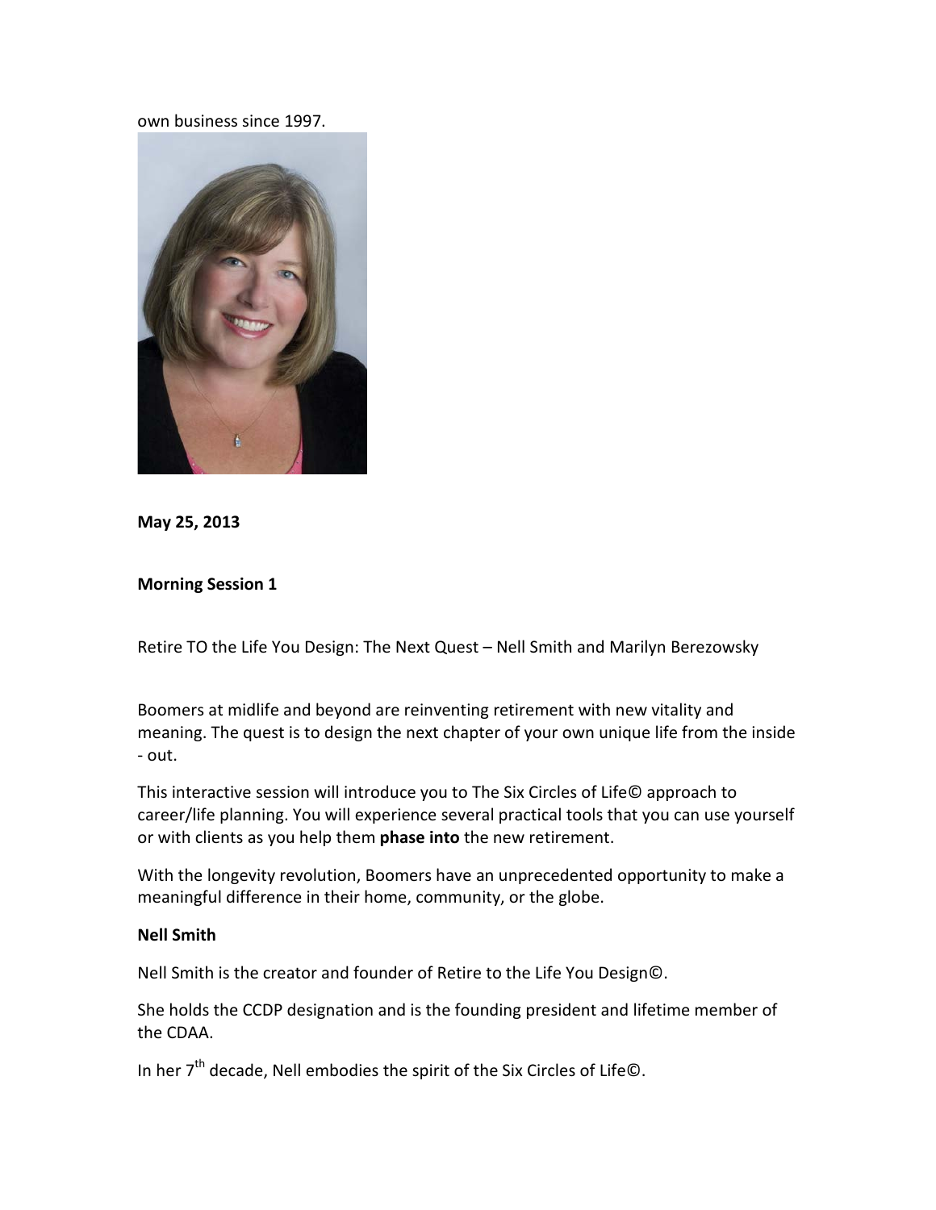own business since 1997.

**May 25, 2013**

**Morning Session 1**

Retire TO the Life You Design: The Next Quest – Nell Smith and Marilyn Berezowsky

Boomers at midlife and beyond are reinventing retirement with new vitality and meaning. The quest is to design the next chapter of your own unique life from the inside - out.

This interactive session will introduce you to The Six Circles of Life© approach to career/life planning. You will experience several practical tools that you can use yourself or with clients as you help them **phase into** the new retirement.

With the longevity revolution, Boomers have an unprecedented opportunity to make a meaningful difference in their home, community, or the globe.

**Nell Smith**

Nell Smith is the creator and founder of Retire to the Life You Design©.

She holds the CCDP designation and is the founding president and lifetime member of the CDAA.

In her 7th decade, Nell embodies the spirit of the Six Circles of Life©.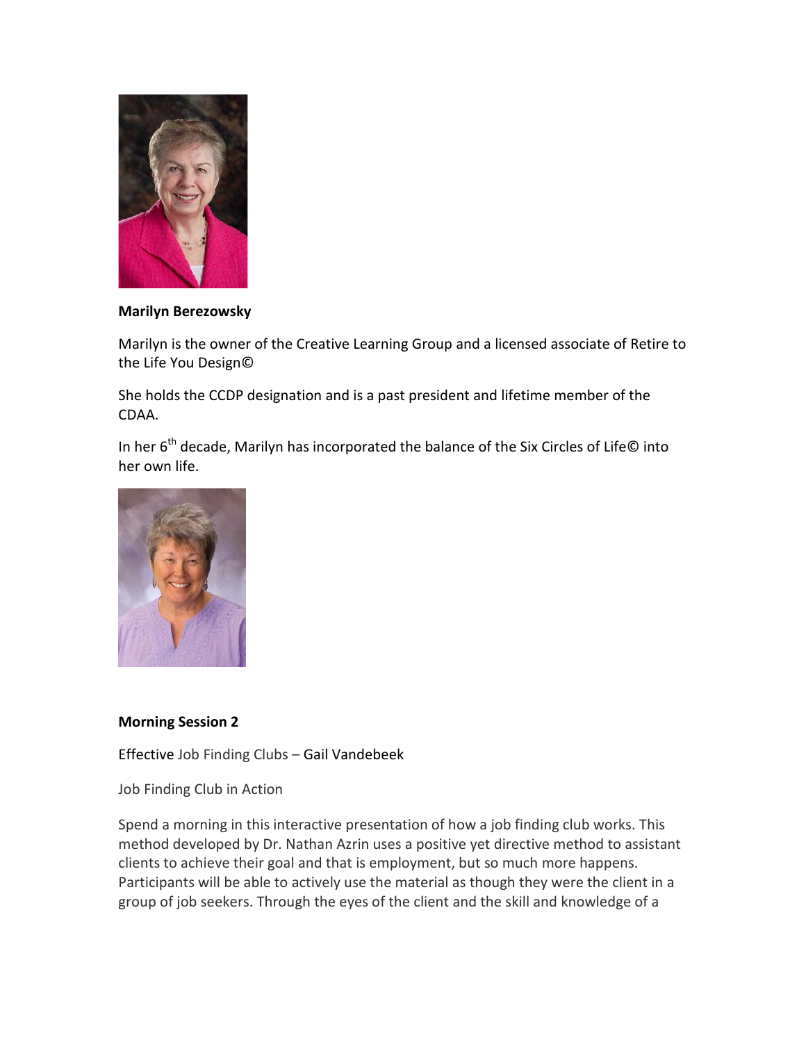**Marilyn Berezowsky**

Marilyn is the owner of the Creative Learning Group and a licensed associate of Retire to the Life You Design©

She holds the CCDP designation and is a past president and lifetime member of the CDAA.

In her 6th decade, Marilyn has incorporated the balance of the Six Circles of Life© into her own life.

**Morning Session 2**

Effective Job Finding Clubs – Gail Vandebeek

Job Finding Club in Action

Spend a morning in this interactive presentation of how a job finding club works. This method developed by Dr. Nathan Azrin uses a positive yet directive method to assistant clients to achieve their goal and that is employment, but so much more happens. Participants will be able to actively use the material as though they were the client in a group of job seekers. Through the eyes of the client and the skill and knowledge of a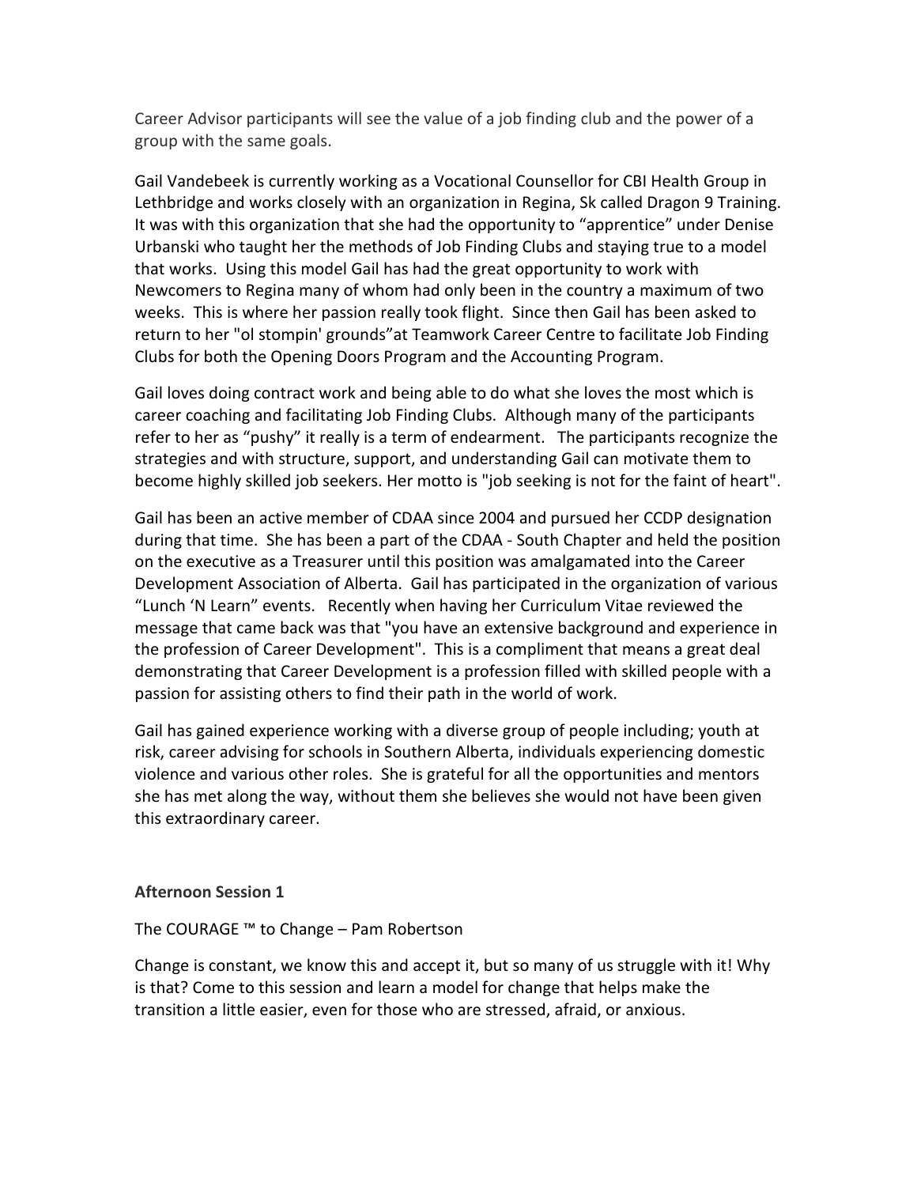Career Advisor participants will see the value of a job finding club and the power of a group with the same goals.

Gail Vandebeek is currently working as a Vocational Counsellor for CBI Health Group in Lethbridge and works closely with an organization in Regina, Sk called Dragon 9 Training. It was with this organization that she had the opportunity to "apprentice" under Denise Urbanski who taught her the methods of Job Finding Clubs and staying true to a model that works. Using this model Gail has had the great opportunity to work with Newcomers to Regina many of whom had only been in the country a maximum of two weeks. This is where her passion really took flight. Since then Gail has been asked to return to her "ol stompin' grounds"at Teamwork Career Centre to facilitate Job Finding Clubs for both the Opening Doors Program and the Accounting Program.

Gail loves doing contract work and being able to do what she loves the most which is career coaching and facilitating Job Finding Clubs. Although many of the participants refer to her as "pushy" it really is a term of endearment. The participants recognize the strategies and with structure, support, and understanding Gail can motivate them to become highly skilled job seekers. Her motto is "job seeking is not for the faint of heart".

Gail has been an active member of CDAA since 2004 and pursued her CCDP designation during that time. She has been a part of the CDAA - South Chapter and held the position on the executive as a Treasurer until this position was amalgamated into the Career Development Association of Alberta. Gail has participated in the organization of various "Lunch 'N Learn" events. Recently when having her Curriculum Vitae reviewed the message that came back was that "you have an extensive background and experience in the profession of Career Development". This is a compliment that means a great deal demonstrating that Career Development is a profession filled with skilled people with a passion for assisting others to find their path in the world of work.

Gail has gained experience working with a diverse group of people including; youth at risk, career advising for schools in Southern Alberta, individuals experiencing domestic violence and various other roles. She is grateful for all the opportunities and mentors she has met along the way, without them she believes she would not have been given this extraordinary career.

**Afternoon Session 1**

The COURAGE ™ to Change – Pam Robertson

Change is constant, we know this and accept it, but so many of us struggle with it! Why is that? Come to this session and learn a model for change that helps make the transition a little easier, even for those who are stressed, afraid, or anxious.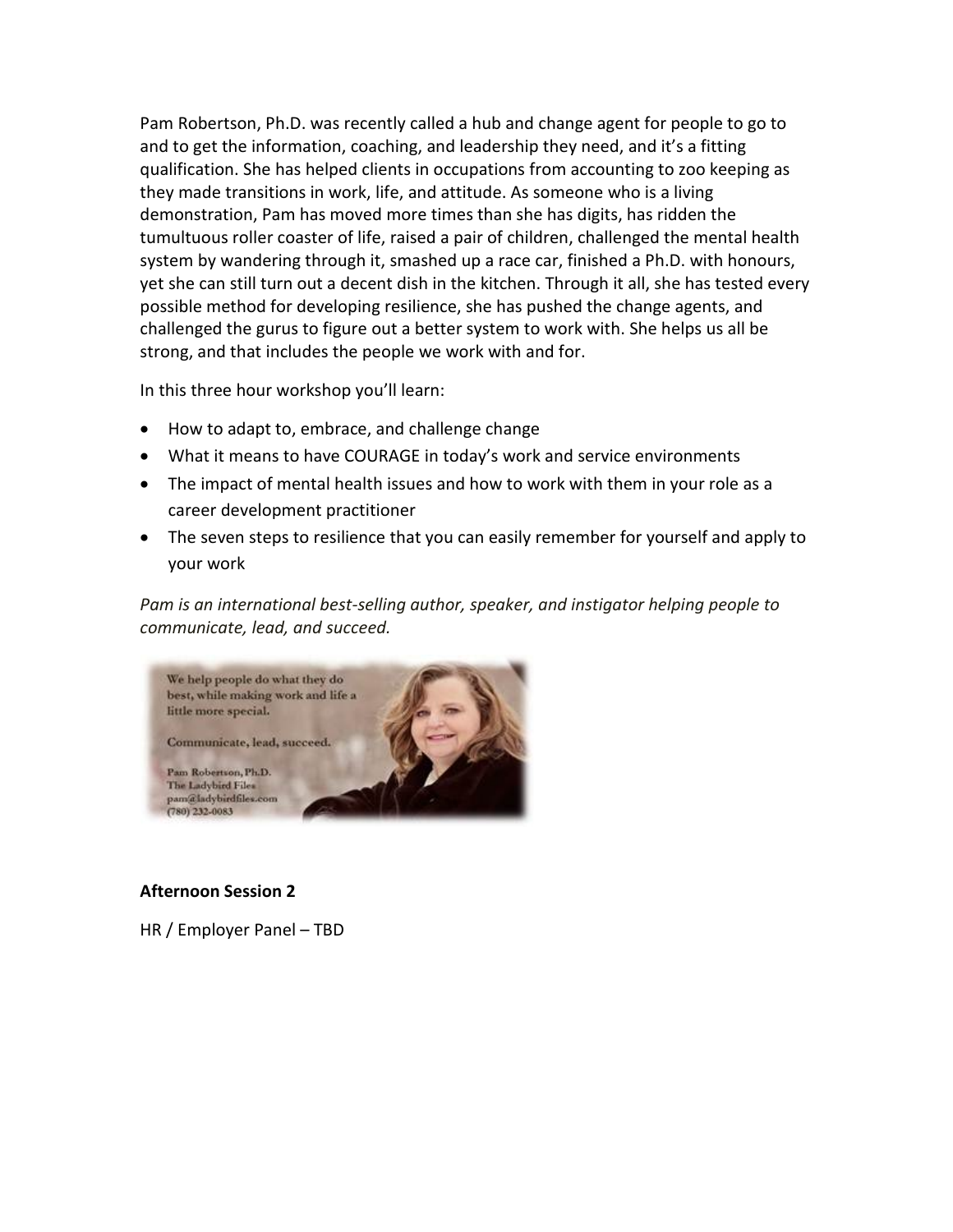Pam Robertson, Ph.D. was recently called a hub and change agent for people to go to and to get the information, coaching, and leadership they need, and it's a fitting qualification. She has helped clients in occupations from accounting to zoo keeping as they made transitions in work, life, and attitude. As someone who is a living demonstration, Pam has moved more times than she has digits, has ridden the tumultuous roller coaster of life, raised a pair of children, challenged the mental health system by wandering through it, smashed up a race car, finished a Ph.D. with honours, yet she can still turn out a decent dish in the kitchen. Through it all, she has tested every possible method for developing resilience, she has pushed the change agents, and challenged the gurus to figure out a better system to work with. She helps us all be strong, and that includes the people we work with and for.

In this three hour workshop you'll learn:

- How to adapt to, embrace, and challenge change
- What it means to have COURAGE in today's work and service environments
- The impact of mental health issues and how to work with them in your role as a career development practitioner
- The seven steps to resilience that you can easily remember for yourself and apply to your work

*Pam is an international best-selling author, speaker, and instigator helping people to communicate, lead, and succeed.*

We help people do what they do best, while making work and life a little more special.

Communicate, lead, succeed.

Pam Robertson, Ph.D.
The Ladybird Files
pam@ladybirdfiles.com
(780) 232-0083

**Afternoon Session 2**

HR / Employer Panel – TBD